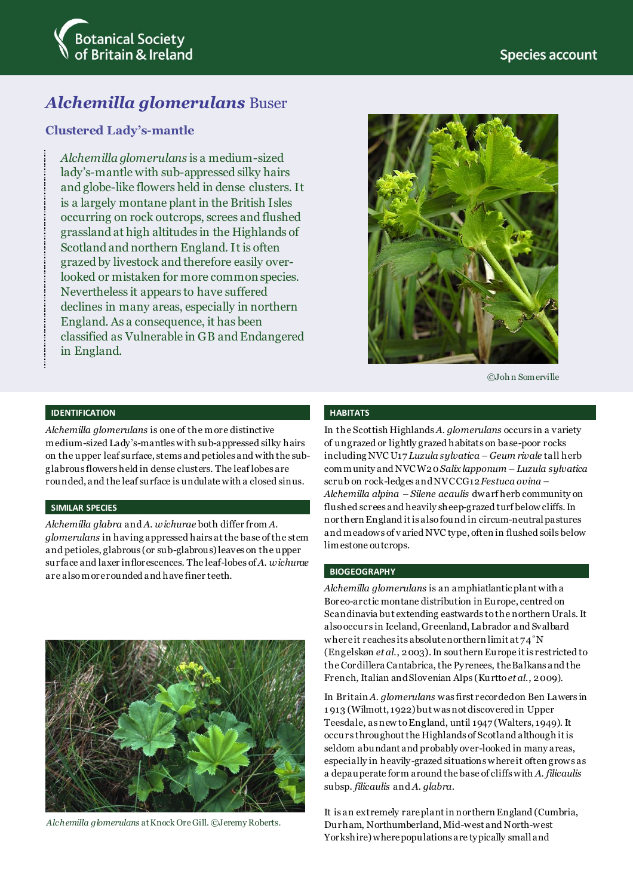# *Alchemilla glomerulans* Buser

## Clustered Lady's-mantle

*Alchemilla glomerulans* is a medium-sized lady's-mantle with sub-appressed silky hairs and globe-like flowers held in dense clusters. It is a largely montane plant in the British Isles occurring on rock outcrops, screes and flushed grassland at high altitudes in the Highlands of Scotland and northern England. It is often grazed by livestock and therefore easily over-looked or mistaken for more common species. Nevertheless it appears to have suffered declines in many areas, especially in northern England. As a consequence, it has been classified as Vulnerable in GB and Endangered in England.

©John Somerville

### IDENTIFICATION

*Alchemilla glomerulans* is one of the more distinctive medium-sized Lady's-mantles with sub-appressed silky hairs on the upper leaf surface, stems and petioles and with the sub-glabrous flowers held in dense clusters. The leaf lobes are rounded, and the leaf surface is undulate with a closed sinus.

### SIMILAR SPECIES

*Alchemilla glabra* and *A. wichurae* both differ from *A. glomerulans* in having appressed hairs at the base of the stem and petioles, glabrous (or sub-glabrous) leaves on the upper surface and laxer inflorescences. The leaf-lobes of *A. wichurae* are also more rounded and have finer teeth.

*Alchemilla glomerulans* at Knock Ore Gill. ©Jeremy Roberts.

### HABITATS

In the Scottish Highlands *A. glomerulans* occurs in a variety of ungrazed or lightly grazed habitats on base-poor rocks including NVC U17 *Luzula sylvatica* – *Geum rivale* tall herb community and NVC W20 *Salix lapponum* – *Luzula sylvatica* scrub on rock-ledges and NVC CG12 *Festuca ovina* – *Alchemilla alpina* – *Silene acaulis* dwarf herb community on flushed screes and heavily sheep-grazed turf below cliffs. In northern England it is also found in circum-neutral pastures and meadows of varied NVC type, often in flushed soils below limestone outcrops.

### BIOGEOGRAPHY

*Alchemilla glomerulans* is an amphiatlantic plant with a Boreo-arctic montane distribution in Europe, centred on Scandinavia but extending eastwards to the northern Urals. It also occurs in Iceland, Greenland, Labrador and Svalbard where it reaches its absolute northern limit at 74°N (Engelskøn *et al.*, 2003). In southern Europe it is restricted to the Cordillera Cantabrica, the Pyrenees, the Balkans and the French, Italian and Slovenian Alps (Kurtto *et al.*, 2009).

In Britain *A. glomerulans* was first recorded on Ben Lawers in 1913 (Wilmott, 1922) but was not discovered in Upper Teesdale, as new to England, until 1947 (Walters, 1949). It occurs throughout the Highlands of Scotland although it is seldom abundant and probably over-looked in many areas, especially in heavily-grazed situations where it often grows as a depauperate form around the base of cliffs with *A. filicaulis* subsp. *filicaulis* and *A. glabra*.

It is an extremely rare plant in northern England (Cumbria, Durham, Northumberland, Mid-west and North-west Yorkshire) where populations are typically small and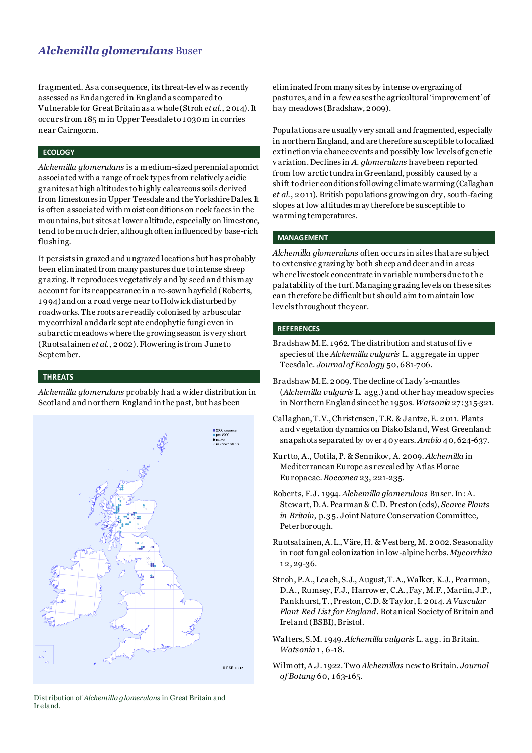fragmented. As a consequence, its threat-level was recently assessed as Endangered in England as compared to Vulnerable for Great Britain as a whole (Stroh *et al.*, 2014). It occurs from 185 m in Upper Teesdale to 1 030 m in corries near Cairngorm.

## ECOLOGY

*Alchemilla glomerulans* is a medium-sized perennial apomict associated with a range of rock types from relatively acidic granites at high altitudes to highly calcareous soils derived from limestones in Upper Teesdale and the Yorkshire Dales. It is often associated with moist conditions on rock faces in the mountains, but sites at lower altitude, especially on limestone, tend to be much drier, although often influenced by base-rich flushing.

It persists in grazed and ungrazed locations but has probably been eliminated from many pastures due to intense sheep grazing. It reproduces vegetatively and by seed and this may account for its reappearance in a re-sown hayfield (Roberts, 1994) and on a road verge near to Holwick disturbed by roadworks. The roots are readily colonised by arbuscular mycorrhizal and dark septate endophytic fungi even in subarctic meadows where the growing season is very short (Ruotsalainen *et al.*, 2002). Flowering is from June to September.

## THREATS

*Alchemilla glomerulans* probably had a wider distribution in Scotland and northern England in the past, but has been eliminated from many sites by intense overgrazing of pastures, and in a few cases the agricultural 'improvement' of hay meadows (Bradshaw, 2009).

Populations are usually very small and fragmented, especially in northern England, and are therefore susceptible to localized extinction via chance events and possibly low levels of genetic variation. Declines in *A. glomerulans* have been reported from low arctic tundra in Greenland, possibly caused by a shift to drier conditions following climate warming (Callaghan *et al.*, 2011). British populations growing on dry, south-facing slopes at low altitudes may therefore be susceptible to warming temperatures.

2000 onwards
pre-2000
native
unknown status
© BSBI 2015

Distribution of *Alchemilla glomerulans* in Great Britain and Ireland.

## MANAGEMENT

*Alchemilla glomerulans* often occurs in sites that are subject to extensive grazing by both sheep and deer and in areas where livestock concentrate in variable numbers due to the palatability of the turf. Managing grazing levels on these sites can therefore be difficult but should aim to maintain low levels throughout the year.

## REFERENCES

Bradshaw M.E. 1962. The distribution and status of five species of the *Alchemilla vulgaris* L. aggregate in upper Teesdale. *Journal of Ecology* 50, 681-706.

Bradshaw M.E. 2009. The decline of Lady's-mantles (*Alchemilla vulgaris* L. agg.) and other hay meadow species in Northern England since the 1950s. *Watsonia* 27:315-321.

Callaghan, T.V., Christensen, T.R. & Jantze, E. 2011. Plants and vegetation dynamics on Disko Island, West Greenland: snapshots separated by over 40 years. *Ambio* 40, 624-637.

Kurtto, A., Uotila, P. & Sennikov, A. 2009. *Alchemilla* in Mediterranean Europe as revealed by Atlas Florae Europaeae. *Bocconea* 23, 221-235.

Roberts, F.J. 1994. *Alchemilla glomerulans* Buser. In: A. Stewart, D.A. Pearman & C.D. Preston (eds), *Scarce Plants in Britain*, p.35. Joint Nature Conservation Committee, Peterborough.

Ruotsalainen, A.L., Väre, H. & Vestberg, M. 2002. Seasonality in root fungal colonization in low-alpine herbs. *Mycorrhiza* 12, 29-36.

Stroh, P.A., Leach, S.J., August, T.A., Walker, K.J., Pearman, D.A., Rumsey, F.J., Harrower, C.A., Fay, M.F., Martin, J.P., Pankhurst, T., Preston, C.D. & Taylor, I. 2014. *A Vascular Plant Red List for England*. Botanical Society of Britain and Ireland (BSBI), Bristol.

Walters, S.M. 1949. *Alchemilla vulgaris* L. agg. in Britain. *Watsonia* 1, 6-18.

Wilmott, A.J. 1922. Two *Alchemillas* new to Britain. *Journal of Botany* 60, 163-165.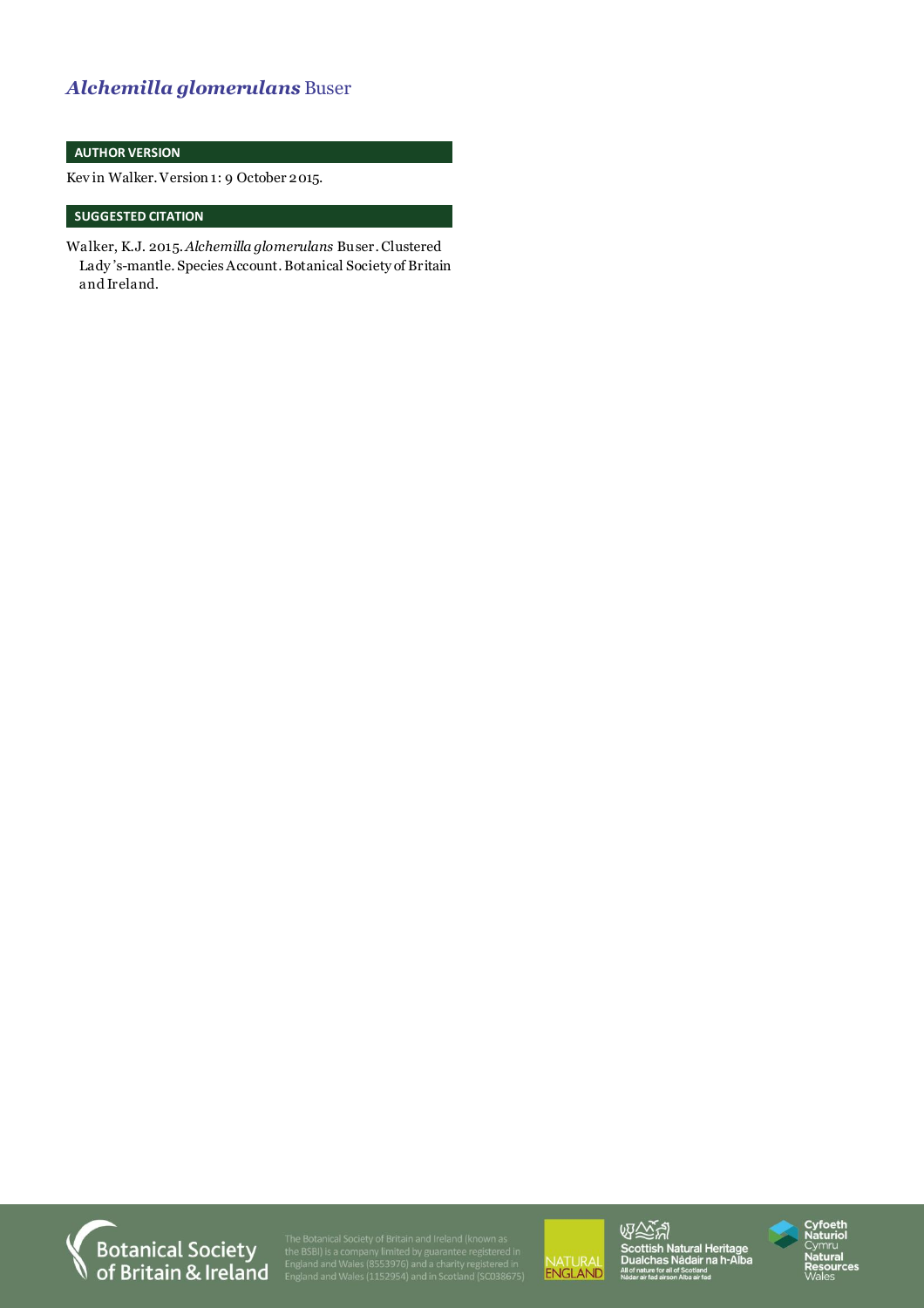# *Alchemilla glomerulans* Buser

## AUTHOR VERSION

Kevin Walker. Version 1: 9 October 2015.

## SUGGESTED CITATION

Walker, K.J. 2015. *Alchemilla glomerulans* Buser. Clustered Lady's-mantle. Species Account. Botanical Society of Britain and Ireland.

The Botanical Society of Britain and Ireland (known as the BSBI) is a company limited by guarantee registered in England and Wales (8553976) and a charity registered in England and Wales (1152954) and in Scotland (SC038675)